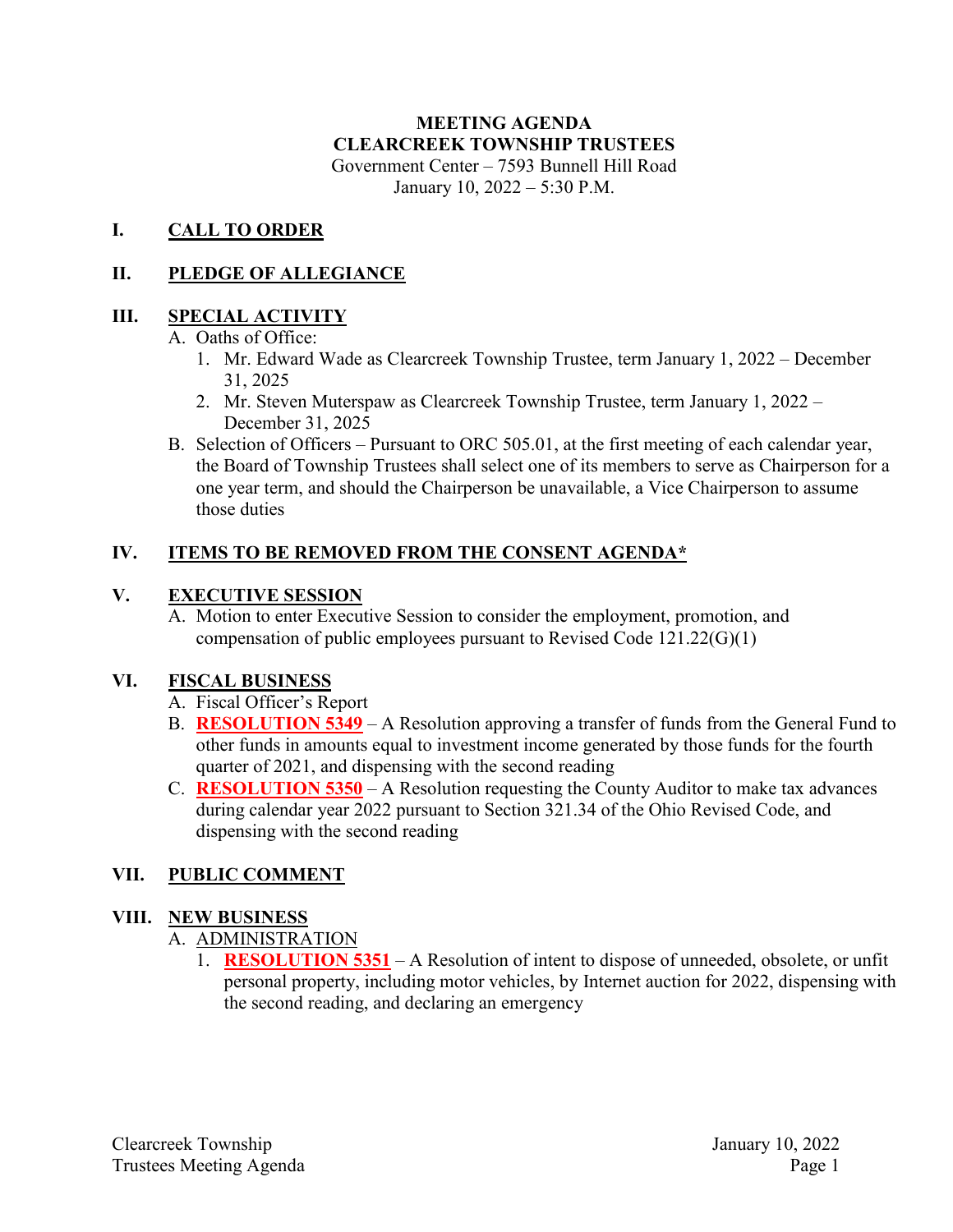**MEETING AGENDA**
**CLEARCREEK TOWNSHIP TRUSTEES**
Government Center – 7593 Bunnell Hill Road
January 10, 2022 – 5:30 P.M.

## I. CALL TO ORDER

## II. PLEDGE OF ALLEGIANCE

## III. SPECIAL ACTIVITY

A. Oaths of Office:
   1. Mr. Edward Wade as Clearcreek Township Trustee, term January 1, 2022 – December 31, 2025
   2. Mr. Steven Muterspaw as Clearcreek Township Trustee, term January 1, 2022 – December 31, 2025

B. Selection of Officers – Pursuant to ORC 505.01, at the first meeting of each calendar year, the Board of Township Trustees shall select one of its members to serve as Chairperson for a one year term, and should the Chairperson be unavailable, a Vice Chairperson to assume those duties

## IV. ITEMS TO BE REMOVED FROM THE CONSENT AGENDA*

## V. EXECUTIVE SESSION

A. Motion to enter Executive Session to consider the employment, promotion, and compensation of public employees pursuant to Revised Code 121.22(G)(1)

## VI. FISCAL BUSINESS

A. Fiscal Officer's Report

B. **RESOLUTION 5349** – A Resolution approving a transfer of funds from the General Fund to other funds in amounts equal to investment income generated by those funds for the fourth quarter of 2021, and dispensing with the second reading

C. **RESOLUTION 5350** – A Resolution requesting the County Auditor to make tax advances during calendar year 2022 pursuant to Section 321.34 of the Ohio Revised Code, and dispensing with the second reading

## VII. PUBLIC COMMENT

## VIII. NEW BUSINESS

A. ADMINISTRATION
   1. **RESOLUTION 5351** – A Resolution of intent to dispose of unneeded, obsolete, or unfit personal property, including motor vehicles, by Internet auction for 2022, dispensing with the second reading, and declaring an emergency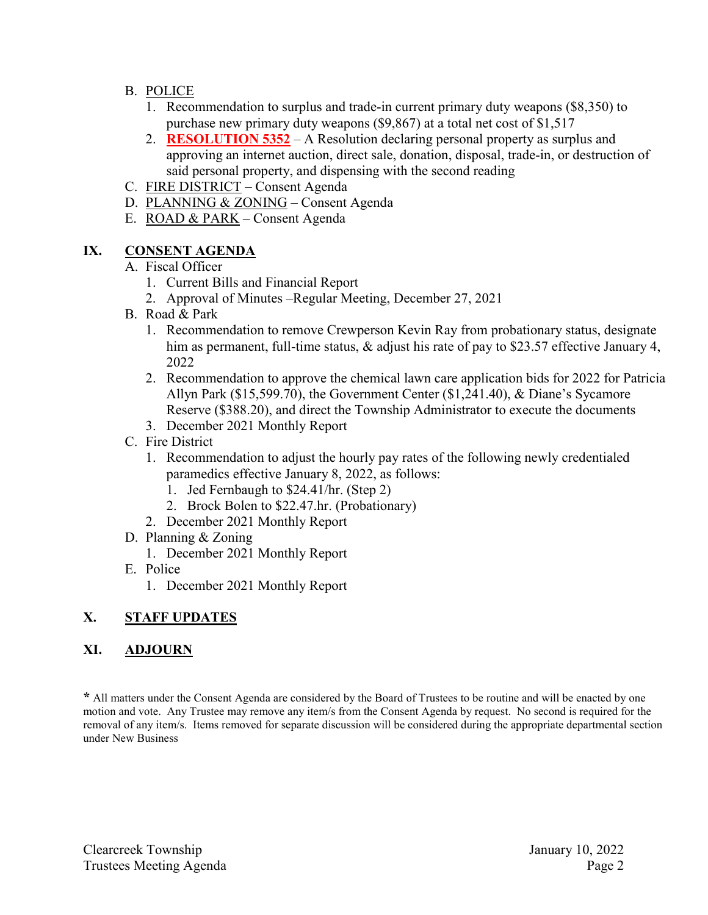B. POLICE
   1. Recommendation to surplus and trade-in current primary duty weapons ($8,350) to purchase new primary duty weapons ($9,867) at a total net cost of $1,517
   2. **RESOLUTION 5352** – A Resolution declaring personal property as surplus and approving an internet auction, direct sale, donation, disposal, trade-in, or destruction of said personal property, and dispensing with the second reading

C. FIRE DISTRICT – Consent Agenda

D. PLANNING & ZONING – Consent Agenda

E. ROAD & PARK – Consent Agenda

## IX. CONSENT AGENDA

A. Fiscal Officer
   1. Current Bills and Financial Report
   2. Approval of Minutes –Regular Meeting, December 27, 2021

B. Road & Park
   1. Recommendation to remove Crewperson Kevin Ray from probationary status, designate him as permanent, full-time status, & adjust his rate of pay to $23.57 effective January 4, 2022
   2. Recommendation to approve the chemical lawn care application bids for 2022 for Patricia Allyn Park ($15,599.70), the Government Center ($1,241.40), & Diane's Sycamore Reserve ($388.20), and direct the Township Administrator to execute the documents
   3. December 2021 Monthly Report

C. Fire District
   1. Recommendation to adjust the hourly pay rates of the following newly credentialed paramedics effective January 8, 2022, as follows:
      1. Jed Fernbaugh to $24.41/hr. (Step 2)
      2. Brock Bolen to $22.47.hr. (Probationary)
   2. December 2021 Monthly Report

D. Planning & Zoning
   1. December 2021 Monthly Report

E. Police
   1. December 2021 Monthly Report

## X. STAFF UPDATES

## XI. ADJOURN

* All matters under the Consent Agenda are considered by the Board of Trustees to be routine and will be enacted by one motion and vote. Any Trustee may remove any item/s from the Consent Agenda by request. No second is required for the removal of any item/s. Items removed for separate discussion will be considered during the appropriate departmental section under New Business